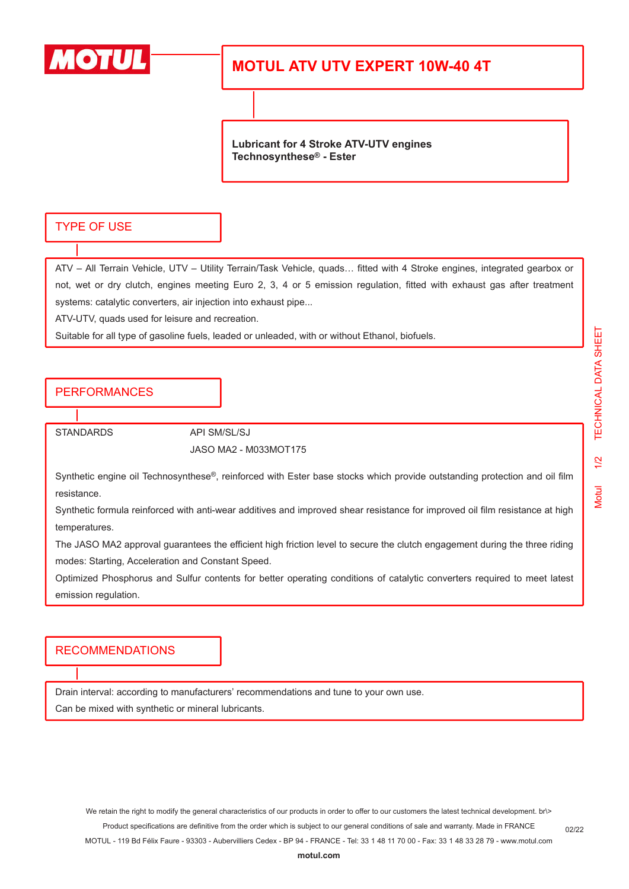# MOTUL ATV UTV EXPERT 10W-40 4T

**Lubricant for 4 Stroke ATV-UTV engines**
**Technosynthese® - Ester**

## TYPE OF USE

ATV – All Terrain Vehicle, UTV – Utility Terrain/Task Vehicle, quads… fitted with 4 Stroke engines, integrated gearbox or not, wet or dry clutch, engines meeting Euro 2, 3, 4 or 5 emission regulation, fitted with exhaust gas after treatment systems: catalytic converters, air injection into exhaust pipe...

ATV-UTV, quads used for leisure and recreation.

Suitable for all type of gasoline fuels, leaded or unleaded, with or without Ethanol, biofuels.

## PERFORMANCES

| STANDARDS | API SM/SL/SJ |
| --- | --- |
| | JASO MA2 - M033MOT175 |

Synthetic engine oil Technosynthese®, reinforced with Ester base stocks which provide outstanding protection and oil film resistance.

Synthetic formula reinforced with anti-wear additives and improved shear resistance for improved oil film resistance at high temperatures.

The JASO MA2 approval guarantees the efficient high friction level to secure the clutch engagement during the three riding modes: Starting, Acceleration and Constant Speed.

Optimized Phosphorus and Sulfur contents for better operating conditions of catalytic converters required to meet latest emission regulation.

## RECOMMENDATIONS

Drain interval: according to manufacturers' recommendations and tune to your own use.

Can be mixed with synthetic or mineral lubricants.

We retain the right to modify the general characteristics of our products in order to offer to our customers the latest technical development. br\>
Product specifications are definitive from the order which is subject to our general conditions of sale and warranty. Made in FRANCE
MOTUL - 119 Bd Félix Faure - 93303 - Aubervilliers Cedex - BP 94 - FRANCE - Tel: 33 1 48 11 70 00 - Fax: 33 1 48 33 28 79 - www.motul.com

**motul.com**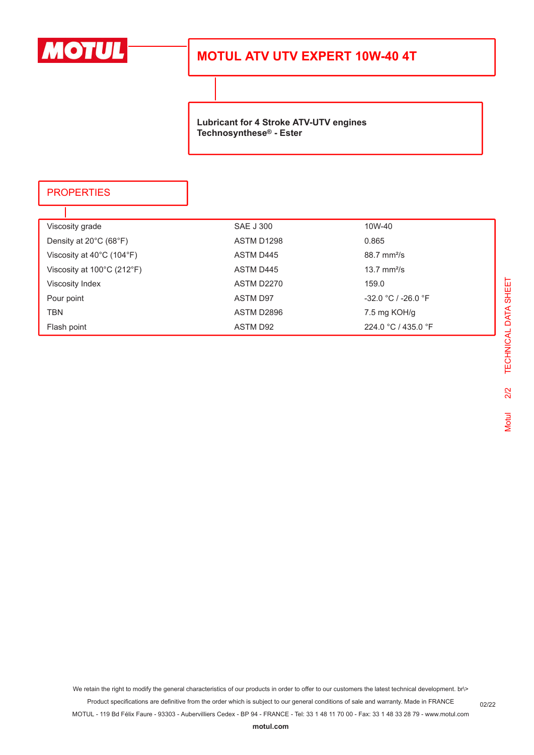# MOTUL ATV UTV EXPERT 10W-40 4T

**Lubricant for 4 Stroke ATV-UTV engines**
**Technosynthese® - Ester**

## PROPERTIES

| | | |
|---|---|---|
| Viscosity grade | SAE J 300 | 10W-40 |
| Density at 20°C (68°F) | ASTM D1298 | 0.865 |
| Viscosity at 40°C (104°F) | ASTM D445 | 88.7 mm²/s |
| Viscosity at 100°C (212°F) | ASTM D445 | 13.7 mm²/s |
| Viscosity Index | ASTM D2270 | 159.0 |
| Pour point | ASTM D97 | -32.0 °C / -26.0 °F |
| TBN | ASTM D2896 | 7.5 mg KOH/g |
| Flash point | ASTM D92 | 224.0 °C / 435.0 °F |

We retain the right to modify the general characteristics of our products in order to offer to our customers the latest technical development. br\>
Product specifications are definitive from the order which is subject to our general conditions of sale and warranty. Made in FRANCE
MOTUL - 119 Bd Félix Faure - 93303 - Aubervilliers Cedex - BP 94 - FRANCE - Tel: 33 1 48 11 70 00 - Fax: 33 1 48 33 28 79 - www.motul.com

02/22

**motul.com**